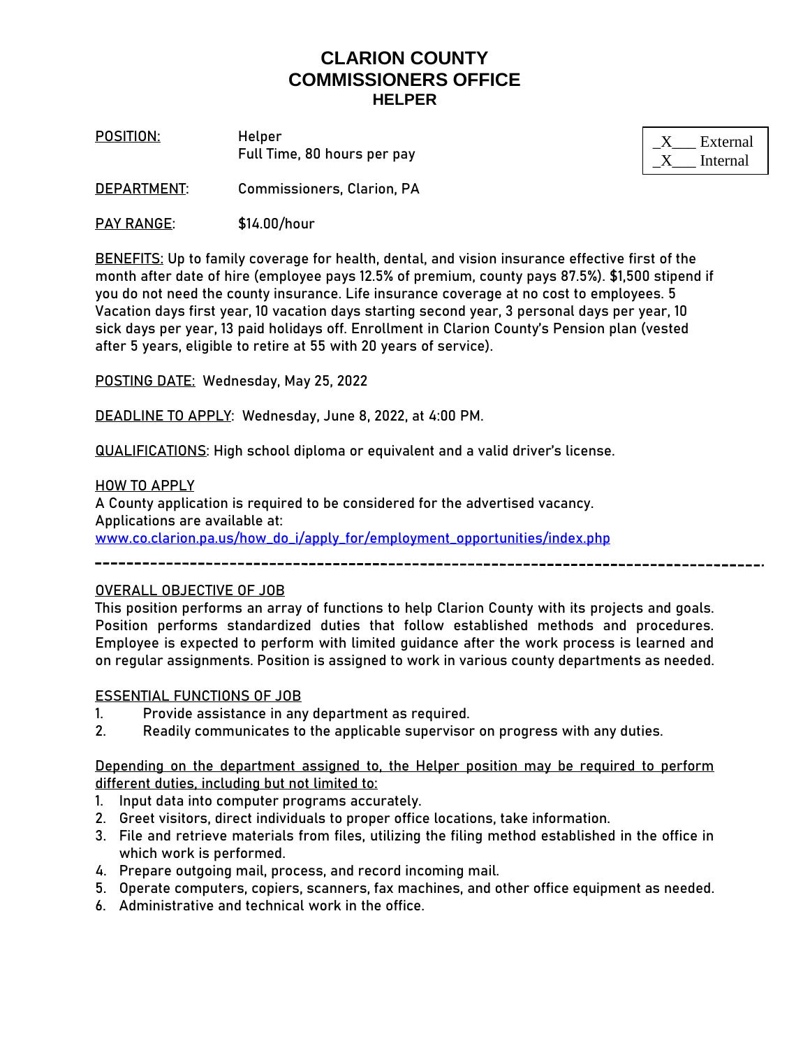# CLARION COUNTY
# COMMISSIONERS OFFICE
## HELPER

| |
|---|
| _X___ External |
| _X___ Internal |

POSITION: Helper
Full Time, 80 hours per pay

DEPARTMENT: Commissioners, Clarion, PA

PAY RANGE: $14.00/hour

BENEFITS: Up to family coverage for health, dental, and vision insurance effective first of the month after date of hire (employee pays 12.5% of premium, county pays 87.5%). $1,500 stipend if you do not need the county insurance. Life insurance coverage at no cost to employees. 5 Vacation days first year, 10 vacation days starting second year, 3 personal days per year, 10 sick days per year, 13 paid holidays off. Enrollment in Clarion County's Pension plan (vested after 5 years, eligible to retire at 55 with 20 years of service).

POSTING DATE: Wednesday, May 25, 2022

DEADLINE TO APPLY: Wednesday, June 8, 2022, at 4:00 PM.

QUALIFICATIONS: High school diploma or equivalent and a valid driver's license.

HOW TO APPLY
A County application is required to be considered for the advertised vacancy.
Applications are available at:
www.co.clarion.pa.us/how_do_i/apply_for/employment_opportunities/index.php

---

OVERALL OBJECTIVE OF JOB
This position performs an array of functions to help Clarion County with its projects and goals. Position performs standardized duties that follow established methods and procedures. Employee is expected to perform with limited guidance after the work process is learned and on regular assignments. Position is assigned to work in various county departments as needed.

ESSENTIAL FUNCTIONS OF JOB
1. Provide assistance in any department as required.
2. Readily communicates to the applicable supervisor on progress with any duties.

Depending on the department assigned to, the Helper position may be required to perform different duties, including but not limited to:
1. Input data into computer programs accurately.
2. Greet visitors, direct individuals to proper office locations, take information.
3. File and retrieve materials from files, utilizing the filing method established in the office in which work is performed.
4. Prepare outgoing mail, process, and record incoming mail.
5. Operate computers, copiers, scanners, fax machines, and other office equipment as needed.
6. Administrative and technical work in the office.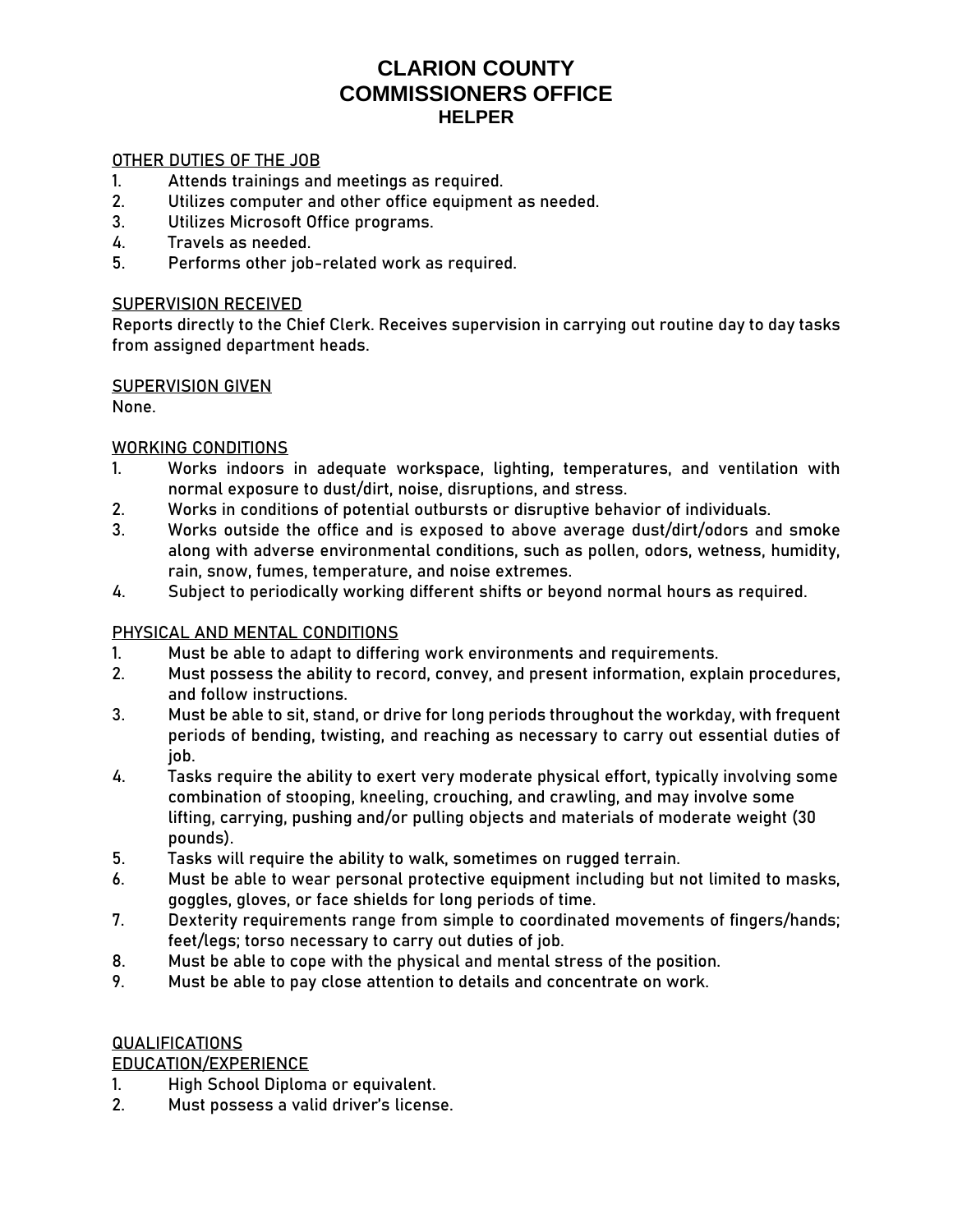# CLARION COUNTY
# COMMISSIONERS OFFICE
## HELPER

OTHER DUTIES OF THE JOB

1. Attends trainings and meetings as required.
2. Utilizes computer and other office equipment as needed.
3. Utilizes Microsoft Office programs.
4. Travels as needed.
5. Performs other job-related work as required.

SUPERVISION RECEIVED

Reports directly to the Chief Clerk. Receives supervision in carrying out routine day to day tasks from assigned department heads.

SUPERVISION GIVEN

None.

WORKING CONDITIONS

1. Works indoors in adequate workspace, lighting, temperatures, and ventilation with normal exposure to dust/dirt, noise, disruptions, and stress.
2. Works in conditions of potential outbursts or disruptive behavior of individuals.
3. Works outside the office and is exposed to above average dust/dirt/odors and smoke along with adverse environmental conditions, such as pollen, odors, wetness, humidity, rain, snow, fumes, temperature, and noise extremes.
4. Subject to periodically working different shifts or beyond normal hours as required.

PHYSICAL AND MENTAL CONDITIONS

1. Must be able to adapt to differing work environments and requirements.
2. Must possess the ability to record, convey, and present information, explain procedures, and follow instructions.
3. Must be able to sit, stand, or drive for long periods throughout the workday, with frequent periods of bending, twisting, and reaching as necessary to carry out essential duties of job.
4. Tasks require the ability to exert very moderate physical effort, typically involving some combination of stooping, kneeling, crouching, and crawling, and may involve some lifting, carrying, pushing and/or pulling objects and materials of moderate weight (30 pounds).
5. Tasks will require the ability to walk, sometimes on rugged terrain.
6. Must be able to wear personal protective equipment including but not limited to masks, goggles, gloves, or face shields for long periods of time.
7. Dexterity requirements range from simple to coordinated movements of fingers/hands; feet/legs; torso necessary to carry out duties of job.
8. Must be able to cope with the physical and mental stress of the position.
9. Must be able to pay close attention to details and concentrate on work.

QUALIFICATIONS

EDUCATION/EXPERIENCE

1. High School Diploma or equivalent.
2. Must possess a valid driver's license.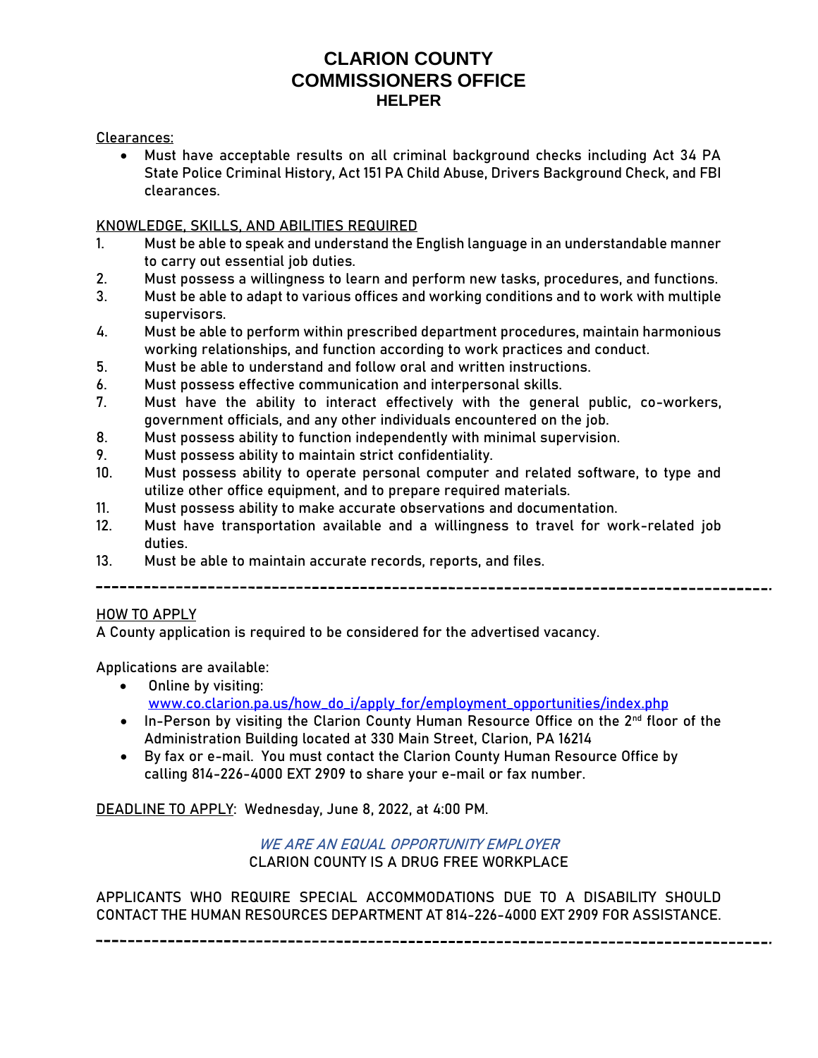# CLARION COUNTY
# COMMISSIONERS OFFICE
## HELPER

Clearances:

- Must have acceptable results on all criminal background checks including Act 34 PA State Police Criminal History, Act 151 PA Child Abuse, Drivers Background Check, and FBI clearances.

KNOWLEDGE, SKILLS, AND ABILITIES REQUIRED

1. Must be able to speak and understand the English language in an understandable manner to carry out essential job duties.
2. Must possess a willingness to learn and perform new tasks, procedures, and functions.
3. Must be able to adapt to various offices and working conditions and to work with multiple supervisors.
4. Must be able to perform within prescribed department procedures, maintain harmonious working relationships, and function according to work practices and conduct.
5. Must be able to understand and follow oral and written instructions.
6. Must possess effective communication and interpersonal skills.
7. Must have the ability to interact effectively with the general public, co-workers, government officials, and any other individuals encountered on the job.
8. Must possess ability to function independently with minimal supervision.
9. Must possess ability to maintain strict confidentiality.
10. Must possess ability to operate personal computer and related software, to type and utilize other office equipment, and to prepare required materials.
11. Must possess ability to make accurate observations and documentation.
12. Must have transportation available and a willingness to travel for work-related job duties.
13. Must be able to maintain accurate records, reports, and files.

---

HOW TO APPLY

A County application is required to be considered for the advertised vacancy.

Applications are available:

- Online by visiting: www.co.clarion.pa.us/how_do_i/apply_for/employment_opportunities/index.php
- In-Person by visiting the Clarion County Human Resource Office on the 2nd floor of the Administration Building located at 330 Main Street, Clarion, PA 16214
- By fax or e-mail. You must contact the Clarion County Human Resource Office by calling 814-226-4000 EXT 2909 to share your e-mail or fax number.

DEADLINE TO APPLY: Wednesday, June 8, 2022, at 4:00 PM.

*WE ARE AN EQUAL OPPORTUNITY EMPLOYER*

CLARION COUNTY IS A DRUG FREE WORKPLACE

APPLICANTS WHO REQUIRE SPECIAL ACCOMMODATIONS DUE TO A DISABILITY SHOULD CONTACT THE HUMAN RESOURCES DEPARTMENT AT 814-226-4000 EXT 2909 FOR ASSISTANCE.

---